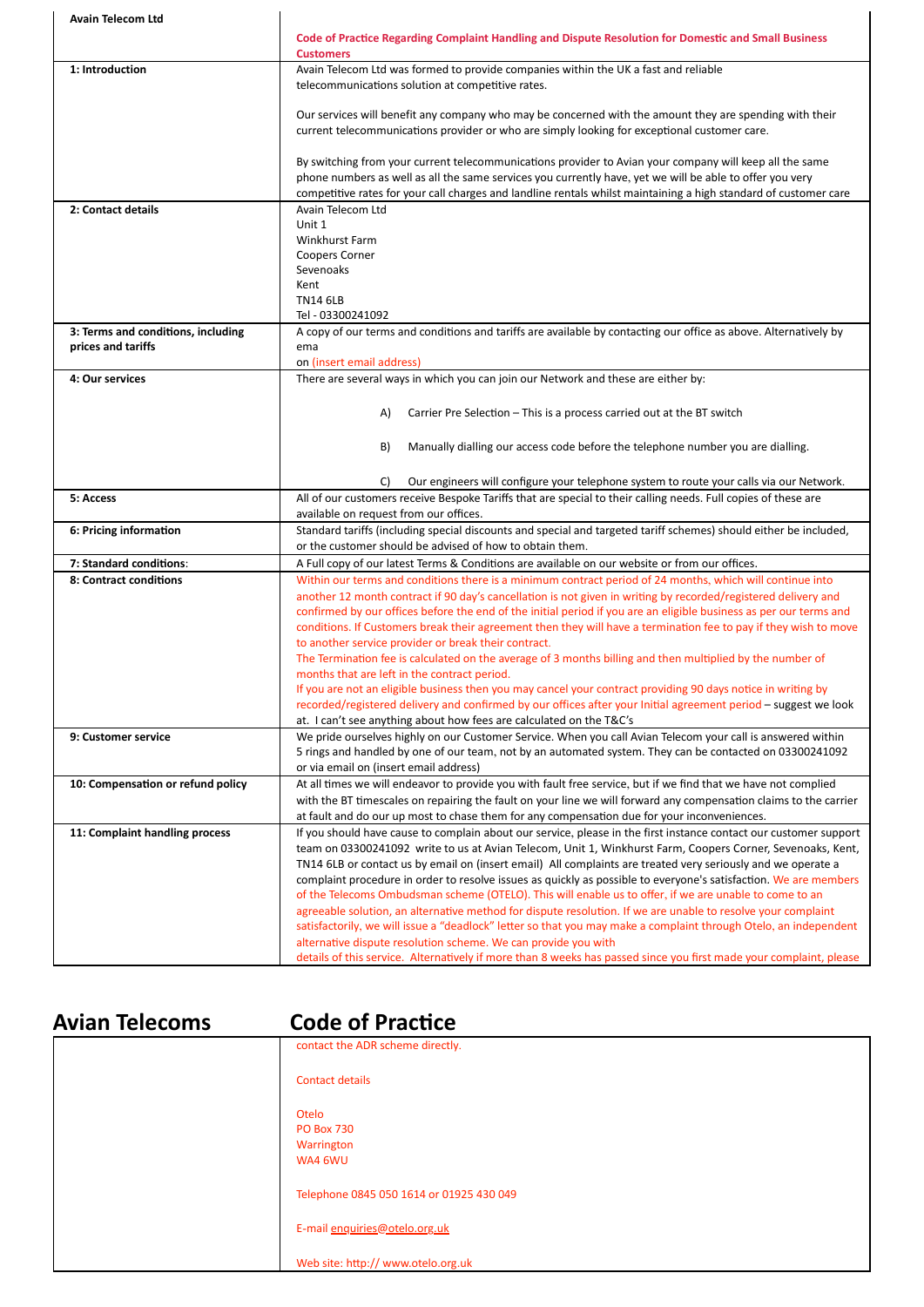| Avain Telecom Ltd | Code of Practice Regarding Complaint Handling and Dispute Resolution for Domestic and Small Business Customers |
|---|---|
| **1: Introduction** | Avain Telecom Ltd was formed to provide companies within the UK a fast and reliable telecommunications solution at competitive rates.<br><br>Our services will benefit any company who may be concerned with the amount they are spending with their current telecommunications provider or who are simply looking for exceptional customer care.<br><br>By switching from your current telecommunications provider to Avian your company will keep all the same phone numbers as well as all the same services you currently have, yet we will be able to offer you very competitive rates for your call charges and landline rentals whilst maintaining a high standard of customer care |
| **2: Contact details** | Avain Telecom Ltd<br>Unit 1<br>Winkhurst Farm<br>Coopers Corner<br>Sevenoaks<br>Kent<br>TN14 6LB<br>Tel - 03300241092 |
| **3: Terms and conditions, including prices and tariffs** | A copy of our terms and conditions and tariffs are available by contacting our office as above. Alternatively by ema<br>on (insert email address) |
| **4: Our services** | There are several ways in which you can join our Network and these are either by:<br><br>A) Carrier Pre Selection – This is a process carried out at the BT switch<br><br>B) Manually dialling our access code before the telephone number you are dialling.<br><br>C) Our engineers will configure your telephone system to route your calls via our Network. |
| **5: Access** | All of our customers receive Bespoke Tariffs that are special to their calling needs. Full copies of these are available on request from our offices. |
| **6: Pricing information** | Standard tariffs (including special discounts and special and targeted tariff schemes) should either be included, or the customer should be advised of how to obtain them. |
| **7: Standard conditions**: | A Full copy of our latest Terms & Conditions are available on our website or from our offices. |
| **8: Contract conditions** | Within our terms and conditions there is a minimum contract period of 24 months, which will continue into another 12 month contract if 90 day's cancellation is not given in writing by recorded/registered delivery and confirmed by our offices before the end of the initial period if you are an eligible business as per our terms and conditions. If Customers break their agreement then they will have a termination fee to pay if they wish to move to another service provider or break their contract.<br>The Termination fee is calculated on the average of 3 months billing and then multiplied by the number of months that are left in the contract period.<br>If you are not an eligible business then you may cancel your contract providing 90 days notice in writing by recorded/registered delivery and confirmed by our offices after your Initial agreement period – suggest we look at. I can't see anything about how fees are calculated on the T&C's |
| **9: Customer service** | We pride ourselves highly on our Customer Service. When you call Avian Telecom your call is answered within 5 rings and handled by one of our team, not by an automated system. They can be contacted on 03300241092 or via email on (insert email address) |
| **10: Compensation or refund policy** | At all times we will endeavor to provide you with fault free service, but if we find that we have not complied with the BT timescales on repairing the fault on your line we will forward any compensation claims to the carrier at fault and do our up most to chase them for any compensation due for your inconveniences. |
| **11: Complaint handling process** | If you should have cause to complain about our service, please in the first instance contact our customer support team on 03300241092 write to us at Avian Telecom, Unit 1, Winkhurst Farm, Coopers Corner, Sevenoaks, Kent, TN14 6LB or contact us by email on (insert email) All complaints are treated very seriously and we operate a complaint procedure in order to resolve issues as quickly as possible to everyone's satisfaction. We are members of the Telecoms Ombudsman scheme (OTELO). This will enable us to offer, if we are unable to come to an agreeable solution, an alternative method for dispute resolution. If we are unable to resolve your complaint satisfactorily, we will issue a "deadlock" letter so that you may make a complaint through Otelo, an independent alternative dispute resolution scheme. We can provide you with<br>details of this service. Alternatively if more than 8 weeks has passed since you first made your complaint, please contact the ADR scheme directly.<br><br>Contact details<br><br>Otelo<br>PO Box 730<br>Warrington<br>WA4 6WU<br><br>Telephone 0845 050 1614 or 01925 430 049<br><br>E-mail enquiries@otelo.org.uk<br><br>Web site: http:// www.otelo.org.uk |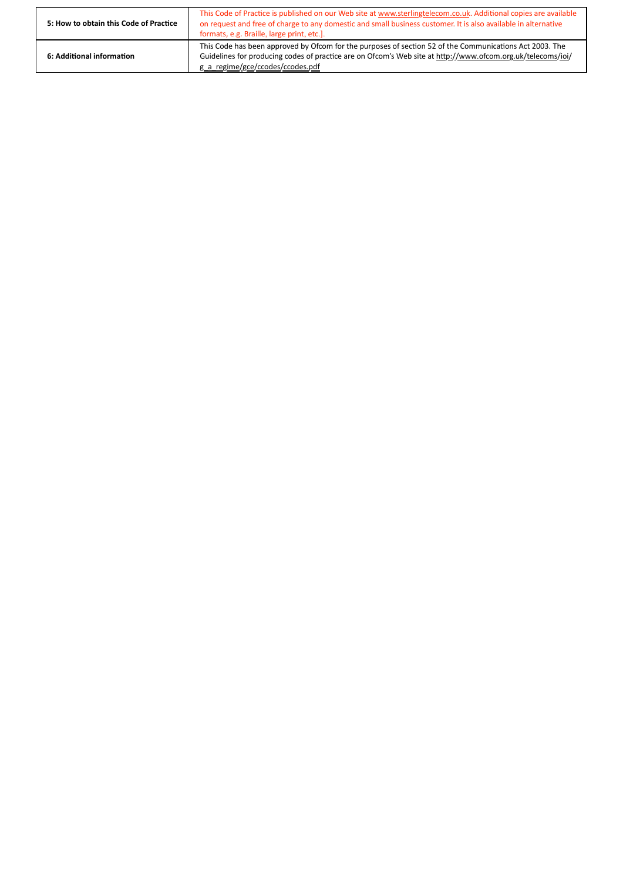| | |
|---|---|
| **5: How to obtain this Code of Practice** | This Code of Practice is published on our Web site at www.sterlingtelecom.co.uk. Additional copies are available on request and free of charge to any domestic and small business customer. It is also available in alternative formats, e.g. Braille, large print, etc.]. |
| **6: Additional information** | This Code has been approved by Ofcom for the purposes of section 52 of the Communications Act 2003. The Guidelines for producing codes of practice are on Ofcom's Web site at http://www.ofcom.org.uk/telecoms/ioi/g_a_regime/gce/ccodes/ccodes.pdf |